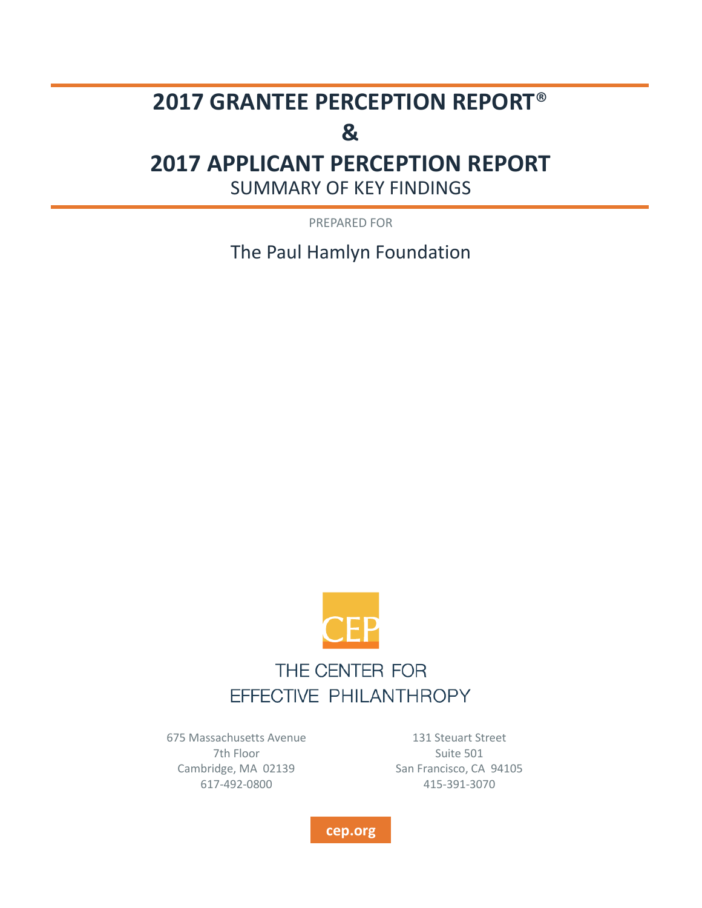# 2017 GRANTEE PERCEPTION REPORT®

# &

# 2017 APPLICANT PERCEPTION REPORT

## SUMMARY OF KEY FINDINGS

PREPARED FOR

The Paul Hamlyn Foundation

CEP

THE CENTER FOR
EFFECTIVE PHILANTHROPY

675 Massachusetts Avenue
7th Floor
Cambridge, MA 02139
617-492-0800

131 Steuart Street
Suite 501
San Francisco, CA 94105
415-391-3070

cep.org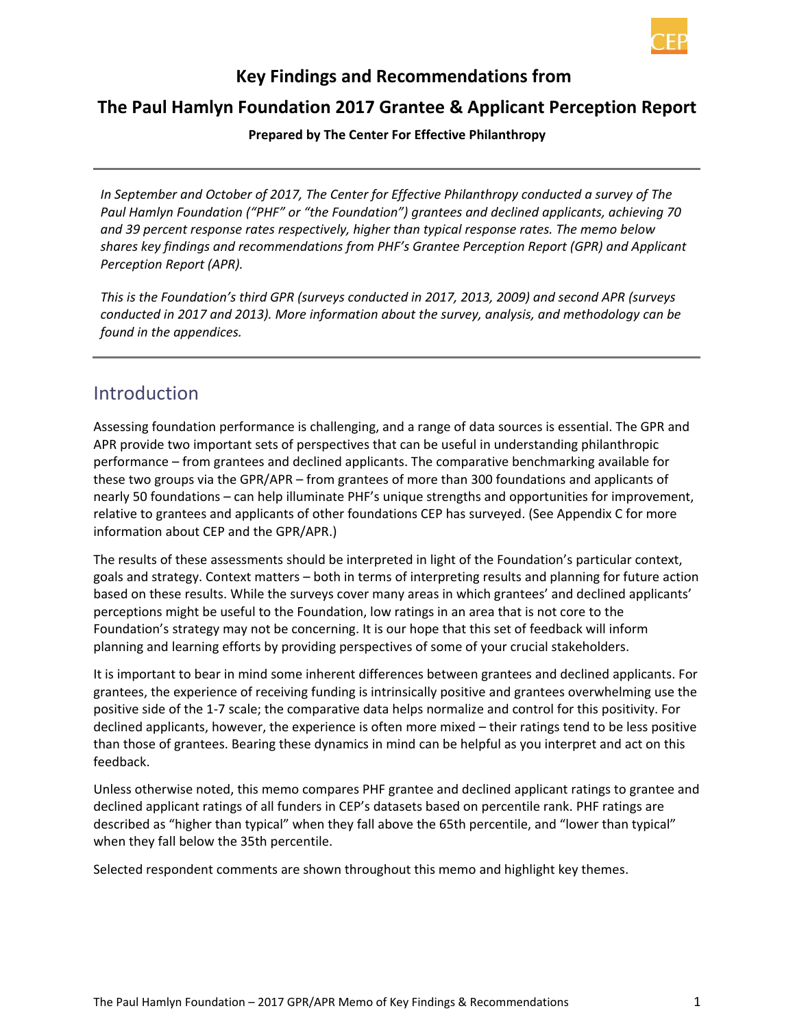# Key Findings and Recommendations from

# The Paul Hamlyn Foundation 2017 Grantee & Applicant Perception Report

**Prepared by The Center For Effective Philanthropy**

---

*In September and October of 2017, The Center for Effective Philanthropy conducted a survey of The Paul Hamlyn Foundation ("PHF" or "the Foundation") grantees and declined applicants, achieving 70 and 39 percent response rates respectively, higher than typical response rates. The memo below shares key findings and recommendations from PHF's Grantee Perception Report (GPR) and Applicant Perception Report (APR).*

*This is the Foundation's third GPR (surveys conducted in 2017, 2013, 2009) and second APR (surveys conducted in 2017 and 2013). More information about the survey, analysis, and methodology can be found in the appendices.*

---

## Introduction

Assessing foundation performance is challenging, and a range of data sources is essential. The GPR and APR provide two important sets of perspectives that can be useful in understanding philanthropic performance – from grantees and declined applicants. The comparative benchmarking available for these two groups via the GPR/APR – from grantees of more than 300 foundations and applicants of nearly 50 foundations – can help illuminate PHF's unique strengths and opportunities for improvement, relative to grantees and applicants of other foundations CEP has surveyed. (See Appendix C for more information about CEP and the GPR/APR.)

The results of these assessments should be interpreted in light of the Foundation's particular context, goals and strategy. Context matters – both in terms of interpreting results and planning for future action based on these results. While the surveys cover many areas in which grantees' and declined applicants' perceptions might be useful to the Foundation, low ratings in an area that is not core to the Foundation's strategy may not be concerning. It is our hope that this set of feedback will inform planning and learning efforts by providing perspectives of some of your crucial stakeholders.

It is important to bear in mind some inherent differences between grantees and declined applicants. For grantees, the experience of receiving funding is intrinsically positive and grantees overwhelming use the positive side of the 1-7 scale; the comparative data helps normalize and control for this positivity. For declined applicants, however, the experience is often more mixed – their ratings tend to be less positive than those of grantees. Bearing these dynamics in mind can be helpful as you interpret and act on this feedback.

Unless otherwise noted, this memo compares PHF grantee and declined applicant ratings to grantee and declined applicant ratings of all funders in CEP's datasets based on percentile rank. PHF ratings are described as "higher than typical" when they fall above the 65th percentile, and "lower than typical" when they fall below the 35th percentile.

Selected respondent comments are shown throughout this memo and highlight key themes.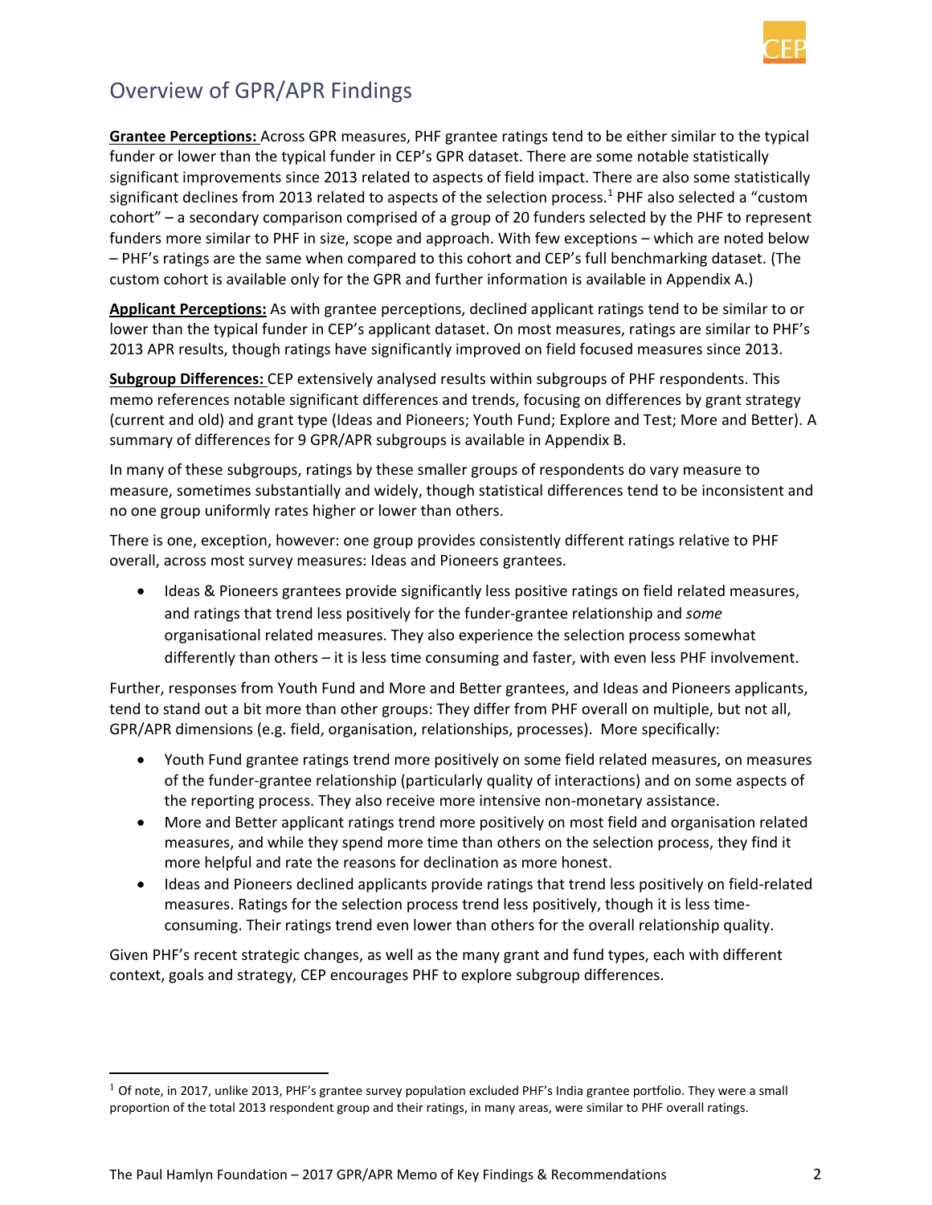## Overview of GPR/APR Findings

**Grantee Perceptions:** Across GPR measures, PHF grantee ratings tend to be either similar to the typical funder or lower than the typical funder in CEP's GPR dataset. There are some notable statistically significant improvements since 2013 related to aspects of field impact. There are also some statistically significant declines from 2013 related to aspects of the selection process.[1] PHF also selected a "custom cohort" – a secondary comparison comprised of a group of 20 funders selected by the PHF to represent funders more similar to PHF in size, scope and approach. With few exceptions – which are noted below – PHF's ratings are the same when compared to this cohort and CEP's full benchmarking dataset. (The custom cohort is available only for the GPR and further information is available in Appendix A.)

**Applicant Perceptions:** As with grantee perceptions, declined applicant ratings tend to be similar to or lower than the typical funder in CEP's applicant dataset. On most measures, ratings are similar to PHF's 2013 APR results, though ratings have significantly improved on field focused measures since 2013.

**Subgroup Differences:** CEP extensively analysed results within subgroups of PHF respondents. This memo references notable significant differences and trends, focusing on differences by grant strategy (current and old) and grant type (Ideas and Pioneers; Youth Fund; Explore and Test; More and Better). A summary of differences for 9 GPR/APR subgroups is available in Appendix B.

In many of these subgroups, ratings by these smaller groups of respondents do vary measure to measure, sometimes substantially and widely, though statistical differences tend to be inconsistent and no one group uniformly rates higher or lower than others.

There is one, exception, however: one group provides consistently different ratings relative to PHF overall, across most survey measures: Ideas and Pioneers grantees.

- Ideas & Pioneers grantees provide significantly less positive ratings on field related measures, and ratings that trend less positively for the funder-grantee relationship and *some* organisational related measures. They also experience the selection process somewhat differently than others – it is less time consuming and faster, with even less PHF involvement.

Further, responses from Youth Fund and More and Better grantees, and Ideas and Pioneers applicants, tend to stand out a bit more than other groups: They differ from PHF overall on multiple, but not all, GPR/APR dimensions (e.g. field, organisation, relationships, processes). More specifically:

- Youth Fund grantee ratings trend more positively on some field related measures, on measures of the funder-grantee relationship (particularly quality of interactions) and on some aspects of the reporting process. They also receive more intensive non-monetary assistance.
- More and Better applicant ratings trend more positively on most field and organisation related measures, and while they spend more time than others on the selection process, they find it more helpful and rate the reasons for declination as more honest.
- Ideas and Pioneers declined applicants provide ratings that trend less positively on field-related measures. Ratings for the selection process trend less positively, though it is less time-consuming. Their ratings trend even lower than others for the overall relationship quality.

Given PHF's recent strategic changes, as well as the many grant and fund types, each with different context, goals and strategy, CEP encourages PHF to explore subgroup differences.

[1] Of note, in 2017, unlike 2013, PHF's grantee survey population excluded PHF's India grantee portfolio. They were a small proportion of the total 2013 respondent group and their ratings, in many areas, were similar to PHF overall ratings.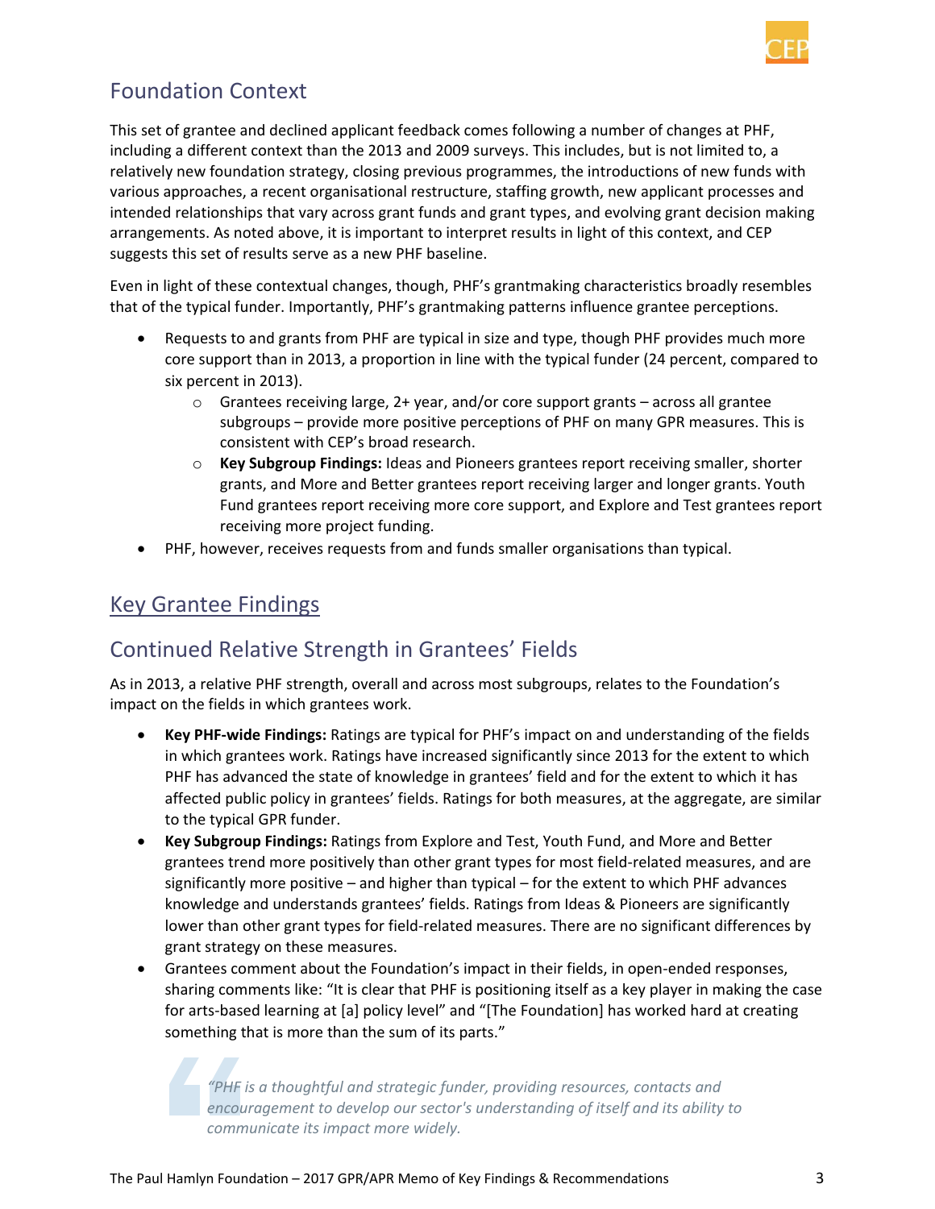## Foundation Context

This set of grantee and declined applicant feedback comes following a number of changes at PHF, including a different context than the 2013 and 2009 surveys. This includes, but is not limited to, a relatively new foundation strategy, closing previous programmes, the introductions of new funds with various approaches, a recent organisational restructure, staffing growth, new applicant processes and intended relationships that vary across grant funds and grant types, and evolving grant decision making arrangements. As noted above, it is important to interpret results in light of this context, and CEP suggests this set of results serve as a new PHF baseline.

Even in light of these contextual changes, though, PHF's grantmaking characteristics broadly resembles that of the typical funder. Importantly, PHF's grantmaking patterns influence grantee perceptions.

- Requests to and grants from PHF are typical in size and type, though PHF provides much more core support than in 2013, a proportion in line with the typical funder (24 percent, compared to six percent in 2013).
  - Grantees receiving large, 2+ year, and/or core support grants – across all grantee subgroups – provide more positive perceptions of PHF on many GPR measures. This is consistent with CEP's broad research.
  - **Key Subgroup Findings:** Ideas and Pioneers grantees report receiving smaller, shorter grants, and More and Better grantees report receiving larger and longer grants. Youth Fund grantees report receiving more core support, and Explore and Test grantees report receiving more project funding.
- PHF, however, receives requests from and funds smaller organisations than typical.

# Key Grantee Findings

## Continued Relative Strength in Grantees' Fields

As in 2013, a relative PHF strength, overall and across most subgroups, relates to the Foundation's impact on the fields in which grantees work.

- **Key PHF-wide Findings:** Ratings are typical for PHF's impact on and understanding of the fields in which grantees work. Ratings have increased significantly since 2013 for the extent to which PHF has advanced the state of knowledge in grantees' field and for the extent to which it has affected public policy in grantees' fields. Ratings for both measures, at the aggregate, are similar to the typical GPR funder.
- **Key Subgroup Findings:** Ratings from Explore and Test, Youth Fund, and More and Better grantees trend more positively than other grant types for most field-related measures, and are significantly more positive – and higher than typical – for the extent to which PHF advances knowledge and understands grantees' fields. Ratings from Ideas & Pioneers are significantly lower than other grant types for field-related measures. There are no significant differences by grant strategy on these measures.
- Grantees comment about the Foundation's impact in their fields, in open-ended responses, sharing comments like: "It is clear that PHF is positioning itself as a key player in making the case for arts-based learning at [a] policy level" and "[The Foundation] has worked hard at creating something that is more than the sum of its parts."

> *"PHF is a thoughtful and strategic funder, providing resources, contacts and encouragement to develop our sector's understanding of itself and its ability to communicate its impact more widely.*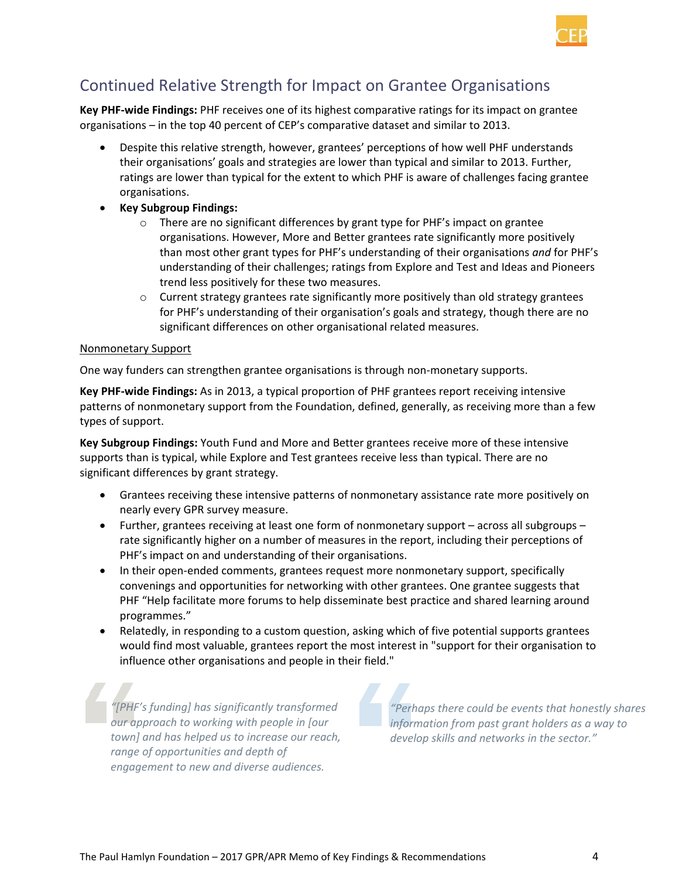## Continued Relative Strength for Impact on Grantee Organisations

**Key PHF-wide Findings:** PHF receives one of its highest comparative ratings for its impact on grantee organisations – in the top 40 percent of CEP's comparative dataset and similar to 2013.

- Despite this relative strength, however, grantees' perceptions of how well PHF understands their organisations' goals and strategies are lower than typical and similar to 2013. Further, ratings are lower than typical for the extent to which PHF is aware of challenges facing grantee organisations.
- **Key Subgroup Findings:**
  - There are no significant differences by grant type for PHF's impact on grantee organisations. However, More and Better grantees rate significantly more positively than most other grant types for PHF's understanding of their organisations *and* for PHF's understanding of their challenges; ratings from Explore and Test and Ideas and Pioneers trend less positively for these two measures.
  - Current strategy grantees rate significantly more positively than old strategy grantees for PHF's understanding of their organisation's goals and strategy, though there are no significant differences on other organisational related measures.

Nonmonetary Support

One way funders can strengthen grantee organisations is through non-monetary supports.

**Key PHF-wide Findings:** As in 2013, a typical proportion of PHF grantees report receiving intensive patterns of nonmonetary support from the Foundation, defined, generally, as receiving more than a few types of support.

**Key Subgroup Findings:** Youth Fund and More and Better grantees receive more of these intensive supports than is typical, while Explore and Test grantees receive less than typical. There are no significant differences by grant strategy.

- Grantees receiving these intensive patterns of nonmonetary assistance rate more positively on nearly every GPR survey measure.
- Further, grantees receiving at least one form of nonmonetary support – across all subgroups – rate significantly higher on a number of measures in the report, including their perceptions of PHF's impact on and understanding of their organisations.
- In their open-ended comments, grantees request more nonmonetary support, specifically convenings and opportunities for networking with other grantees. One grantee suggests that PHF "Help facilitate more forums to help disseminate best practice and shared learning around programmes."
- Relatedly, in responding to a custom question, asking which of five potential supports grantees would find most valuable, grantees report the most interest in "support for their organisation to influence other organisations and people in their field."

> *"[PHF's funding] has significantly transformed our approach to working with people in [our town] and has helped us to increase our reach, range of opportunities and depth of engagement to new and diverse audiences.*

> *"Perhaps there could be events that honestly shares information from past grant holders as a way to develop skills and networks in the sector."*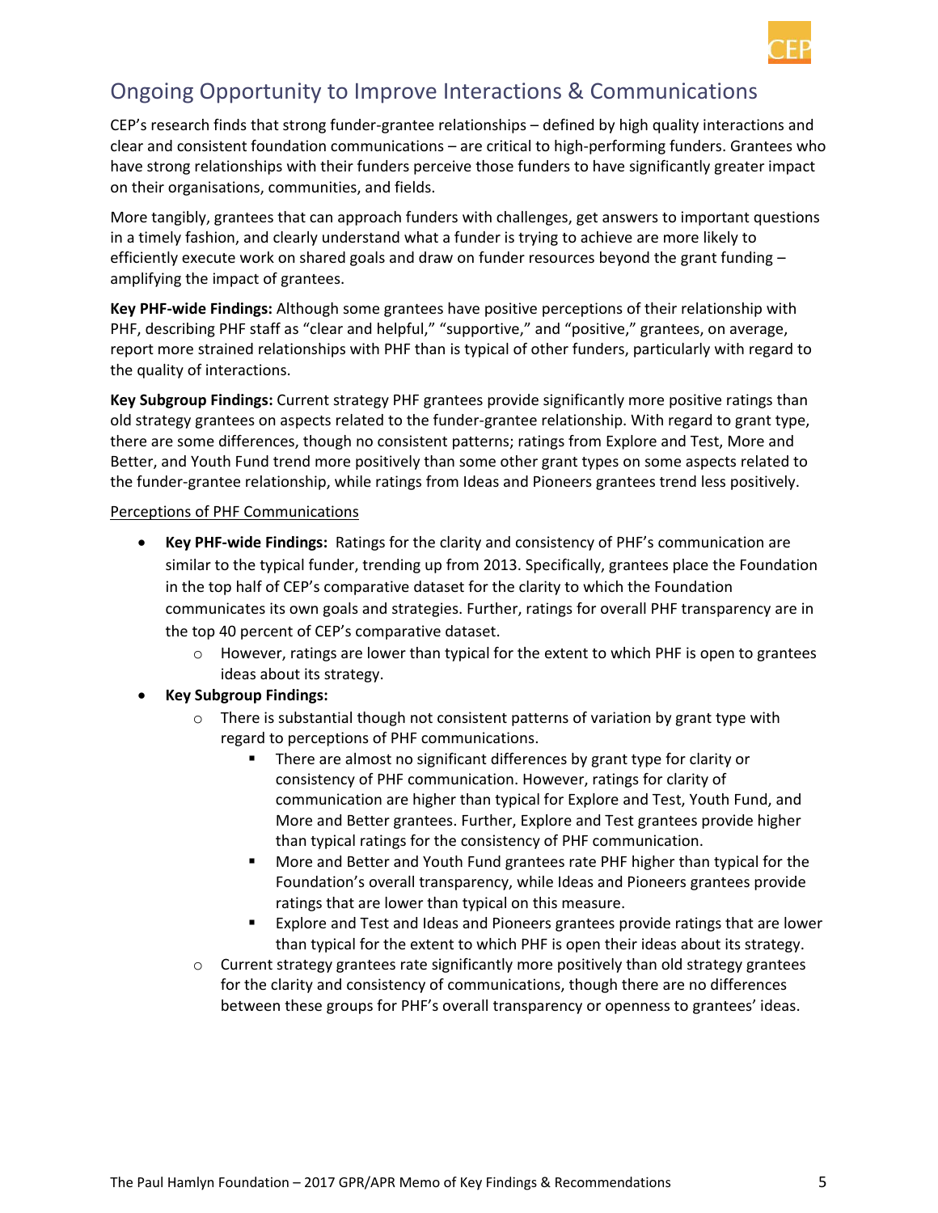## Ongoing Opportunity to Improve Interactions & Communications

CEP's research finds that strong funder-grantee relationships – defined by high quality interactions and clear and consistent foundation communications – are critical to high-performing funders. Grantees who have strong relationships with their funders perceive those funders to have significantly greater impact on their organisations, communities, and fields.

More tangibly, grantees that can approach funders with challenges, get answers to important questions in a timely fashion, and clearly understand what a funder is trying to achieve are more likely to efficiently execute work on shared goals and draw on funder resources beyond the grant funding – amplifying the impact of grantees.

**Key PHF-wide Findings:** Although some grantees have positive perceptions of their relationship with PHF, describing PHF staff as "clear and helpful," "supportive," and "positive," grantees, on average, report more strained relationships with PHF than is typical of other funders, particularly with regard to the quality of interactions.

**Key Subgroup Findings:** Current strategy PHF grantees provide significantly more positive ratings than old strategy grantees on aspects related to the funder-grantee relationship. With regard to grant type, there are some differences, though no consistent patterns; ratings from Explore and Test, More and Better, and Youth Fund trend more positively than some other grant types on some aspects related to the funder-grantee relationship, while ratings from Ideas and Pioneers grantees trend less positively.

<u>Perceptions of PHF Communications</u>

- **Key PHF-wide Findings:** Ratings for the clarity and consistency of PHF's communication are similar to the typical funder, trending up from 2013. Specifically, grantees place the Foundation in the top half of CEP's comparative dataset for the clarity to which the Foundation communicates its own goals and strategies. Further, ratings for overall PHF transparency are in the top 40 percent of CEP's comparative dataset.
  - However, ratings are lower than typical for the extent to which PHF is open to grantees ideas about its strategy.
- **Key Subgroup Findings:**
  - There is substantial though not consistent patterns of variation by grant type with regard to perceptions of PHF communications.
    - There are almost no significant differences by grant type for clarity or consistency of PHF communication. However, ratings for clarity of communication are higher than typical for Explore and Test, Youth Fund, and More and Better grantees. Further, Explore and Test grantees provide higher than typical ratings for the consistency of PHF communication.
    - More and Better and Youth Fund grantees rate PHF higher than typical for the Foundation's overall transparency, while Ideas and Pioneers grantees provide ratings that are lower than typical on this measure.
    - Explore and Test and Ideas and Pioneers grantees provide ratings that are lower than typical for the extent to which PHF is open their ideas about its strategy.
  - Current strategy grantees rate significantly more positively than old strategy grantees for the clarity and consistency of communications, though there are no differences between these groups for PHF's overall transparency or openness to grantees' ideas.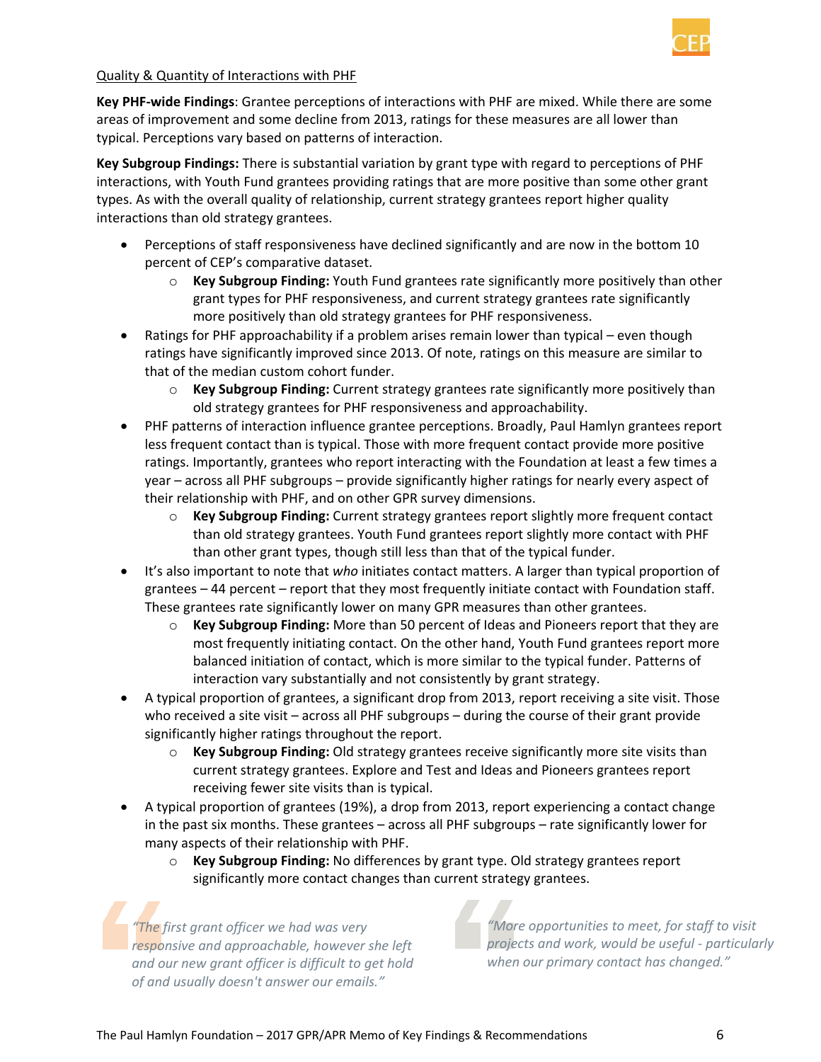<u>Quality & Quantity of Interactions with PHF</u>

**Key PHF-wide Findings**: Grantee perceptions of interactions with PHF are mixed. While there are some areas of improvement and some decline from 2013, ratings for these measures are all lower than typical. Perceptions vary based on patterns of interaction.

**Key Subgroup Findings:** There is substantial variation by grant type with regard to perceptions of PHF interactions, with Youth Fund grantees providing ratings that are more positive than some other grant types. As with the overall quality of relationship, current strategy grantees report higher quality interactions than old strategy grantees.

- Perceptions of staff responsiveness have declined significantly and are now in the bottom 10 percent of CEP's comparative dataset.
  - **Key Subgroup Finding:** Youth Fund grantees rate significantly more positively than other grant types for PHF responsiveness, and current strategy grantees rate significantly more positively than old strategy grantees for PHF responsiveness.
- Ratings for PHF approachability if a problem arises remain lower than typical – even though ratings have significantly improved since 2013. Of note, ratings on this measure are similar to that of the median custom cohort funder.
  - **Key Subgroup Finding:** Current strategy grantees rate significantly more positively than old strategy grantees for PHF responsiveness and approachability.
- PHF patterns of interaction influence grantee perceptions. Broadly, Paul Hamlyn grantees report less frequent contact than is typical. Those with more frequent contact provide more positive ratings. Importantly, grantees who report interacting with the Foundation at least a few times a year – across all PHF subgroups – provide significantly higher ratings for nearly every aspect of their relationship with PHF, and on other GPR survey dimensions.
  - **Key Subgroup Finding:** Current strategy grantees report slightly more frequent contact than old strategy grantees. Youth Fund grantees report slightly more contact with PHF than other grant types, though still less than that of the typical funder.
- It's also important to note that *who* initiates contact matters. A larger than typical proportion of grantees – 44 percent – report that they most frequently initiate contact with Foundation staff. These grantees rate significantly lower on many GPR measures than other grantees.
  - **Key Subgroup Finding:** More than 50 percent of Ideas and Pioneers report that they are most frequently initiating contact. On the other hand, Youth Fund grantees report more balanced initiation of contact, which is more similar to the typical funder. Patterns of interaction vary substantially and not consistently by grant strategy.
- A typical proportion of grantees, a significant drop from 2013, report receiving a site visit. Those who received a site visit – across all PHF subgroups – during the course of their grant provide significantly higher ratings throughout the report.
  - **Key Subgroup Finding:** Old strategy grantees receive significantly more site visits than current strategy grantees. Explore and Test and Ideas and Pioneers grantees report receiving fewer site visits than is typical.
- A typical proportion of grantees (19%), a drop from 2013, report experiencing a contact change in the past six months. These grantees – across all PHF subgroups – rate significantly lower for many aspects of their relationship with PHF.
  - **Key Subgroup Finding:** No differences by grant type. Old strategy grantees report significantly more contact changes than current strategy grantees.

> *"The first grant officer we had was very responsive and approachable, however she left and our new grant officer is difficult to get hold of and usually doesn't answer our emails."*

> *"More opportunities to meet, for staff to visit projects and work, would be useful - particularly when our primary contact has changed."*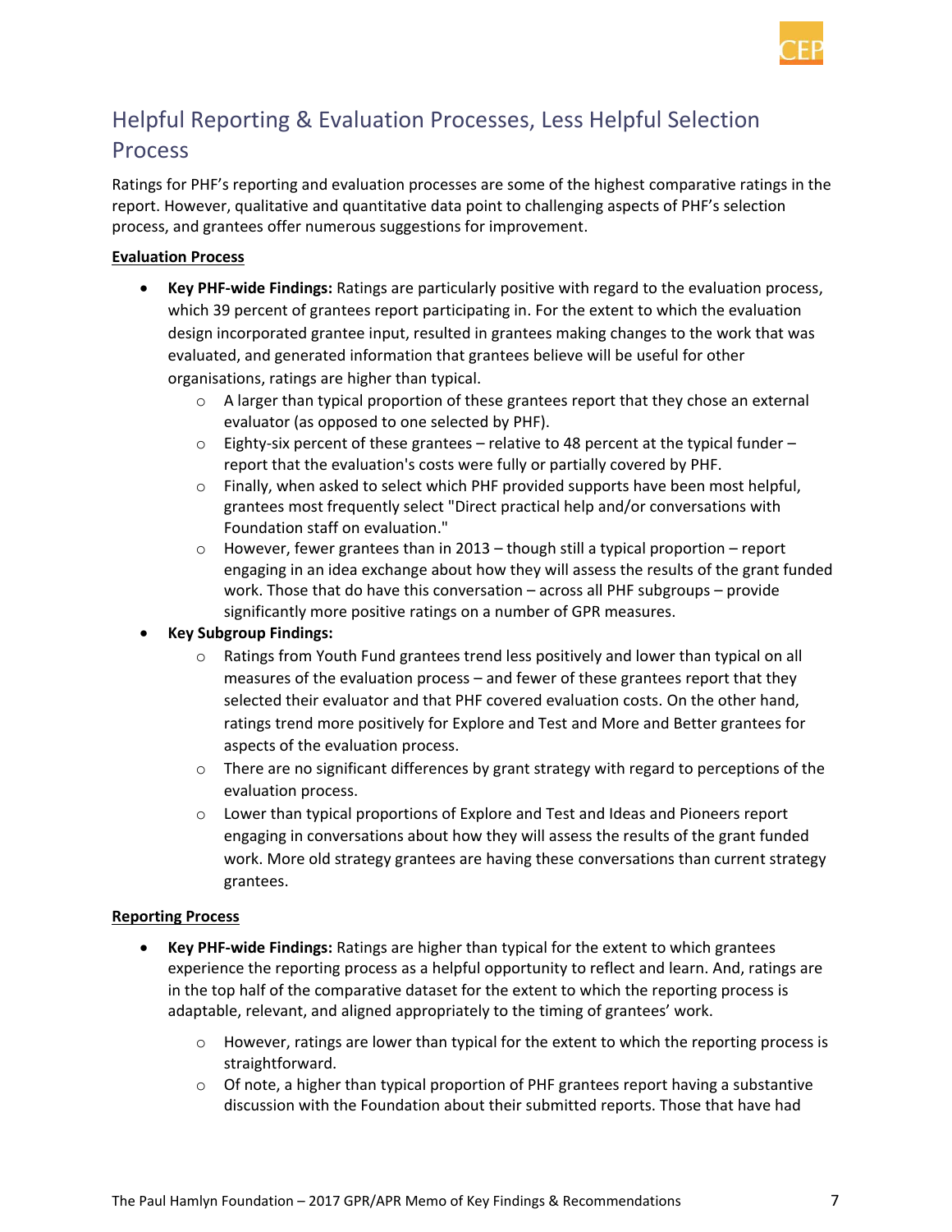## Helpful Reporting & Evaluation Processes, Less Helpful Selection Process

Ratings for PHF's reporting and evaluation processes are some of the highest comparative ratings in the report. However, qualitative and quantitative data point to challenging aspects of PHF's selection process, and grantees offer numerous suggestions for improvement.

**Evaluation Process**

- **Key PHF-wide Findings:** Ratings are particularly positive with regard to the evaluation process, which 39 percent of grantees report participating in. For the extent to which the evaluation design incorporated grantee input, resulted in grantees making changes to the work that was evaluated, and generated information that grantees believe will be useful for other organisations, ratings are higher than typical.
    - A larger than typical proportion of these grantees report that they chose an external evaluator (as opposed to one selected by PHF).
    - Eighty-six percent of these grantees – relative to 48 percent at the typical funder – report that the evaluation's costs were fully or partially covered by PHF.
    - Finally, when asked to select which PHF provided supports have been most helpful, grantees most frequently select "Direct practical help and/or conversations with Foundation staff on evaluation."
    - However, fewer grantees than in 2013 – though still a typical proportion – report engaging in an idea exchange about how they will assess the results of the grant funded work. Those that do have this conversation – across all PHF subgroups – provide significantly more positive ratings on a number of GPR measures.
- **Key Subgroup Findings:**
    - Ratings from Youth Fund grantees trend less positively and lower than typical on all measures of the evaluation process – and fewer of these grantees report that they selected their evaluator and that PHF covered evaluation costs. On the other hand, ratings trend more positively for Explore and Test and More and Better grantees for aspects of the evaluation process.
    - There are no significant differences by grant strategy with regard to perceptions of the evaluation process.
    - Lower than typical proportions of Explore and Test and Ideas and Pioneers report engaging in conversations about how they will assess the results of the grant funded work. More old strategy grantees are having these conversations than current strategy grantees.

**Reporting Process**

- **Key PHF-wide Findings:** Ratings are higher than typical for the extent to which grantees experience the reporting process as a helpful opportunity to reflect and learn. And, ratings are in the top half of the comparative dataset for the extent to which the reporting process is adaptable, relevant, and aligned appropriately to the timing of grantees' work.
    - However, ratings are lower than typical for the extent to which the reporting process is straightforward.
    - Of note, a higher than typical proportion of PHF grantees report having a substantive discussion with the Foundation about their submitted reports. Those that have had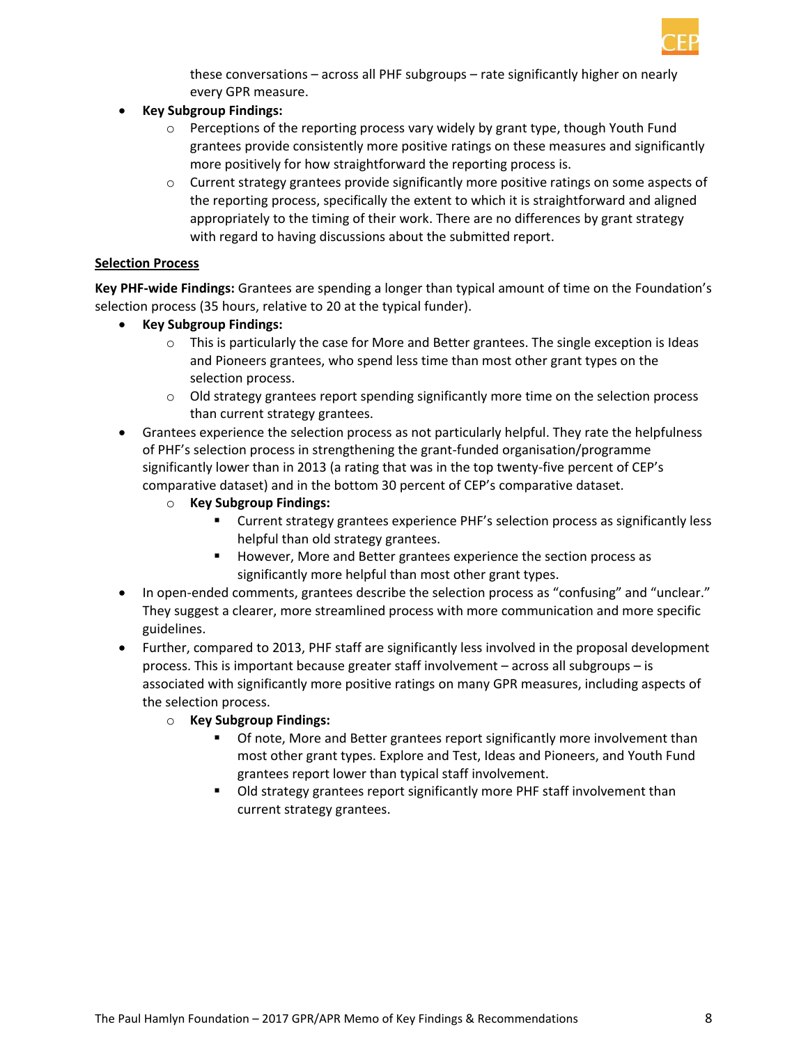these conversations – across all PHF subgroups – rate significantly higher on nearly every GPR measure.

- **Key Subgroup Findings:**
  - Perceptions of the reporting process vary widely by grant type, though Youth Fund grantees provide consistently more positive ratings on these measures and significantly more positively for how straightforward the reporting process is.
  - Current strategy grantees provide significantly more positive ratings on some aspects of the reporting process, specifically the extent to which it is straightforward and aligned appropriately to the timing of their work. There are no differences by grant strategy with regard to having discussions about the submitted report.

<u>**Selection Process**</u>

**Key PHF-wide Findings:** Grantees are spending a longer than typical amount of time on the Foundation's selection process (35 hours, relative to 20 at the typical funder).

- **Key Subgroup Findings:**
  - This is particularly the case for More and Better grantees. The single exception is Ideas and Pioneers grantees, who spend less time than most other grant types on the selection process.
  - Old strategy grantees report spending significantly more time on the selection process than current strategy grantees.
- Grantees experience the selection process as not particularly helpful. They rate the helpfulness of PHF's selection process in strengthening the grant-funded organisation/programme significantly lower than in 2013 (a rating that was in the top twenty-five percent of CEP's comparative dataset) and in the bottom 30 percent of CEP's comparative dataset.
  - **Key Subgroup Findings:**
    - Current strategy grantees experience PHF's selection process as significantly less helpful than old strategy grantees.
    - However, More and Better grantees experience the section process as significantly more helpful than most other grant types.
- In open-ended comments, grantees describe the selection process as "confusing" and "unclear." They suggest a clearer, more streamlined process with more communication and more specific guidelines.
- Further, compared to 2013, PHF staff are significantly less involved in the proposal development process. This is important because greater staff involvement – across all subgroups – is associated with significantly more positive ratings on many GPR measures, including aspects of the selection process.
  - **Key Subgroup Findings:**
    - Of note, More and Better grantees report significantly more involvement than most other grant types. Explore and Test, Ideas and Pioneers, and Youth Fund grantees report lower than typical staff involvement.
    - Old strategy grantees report significantly more PHF staff involvement than current strategy grantees.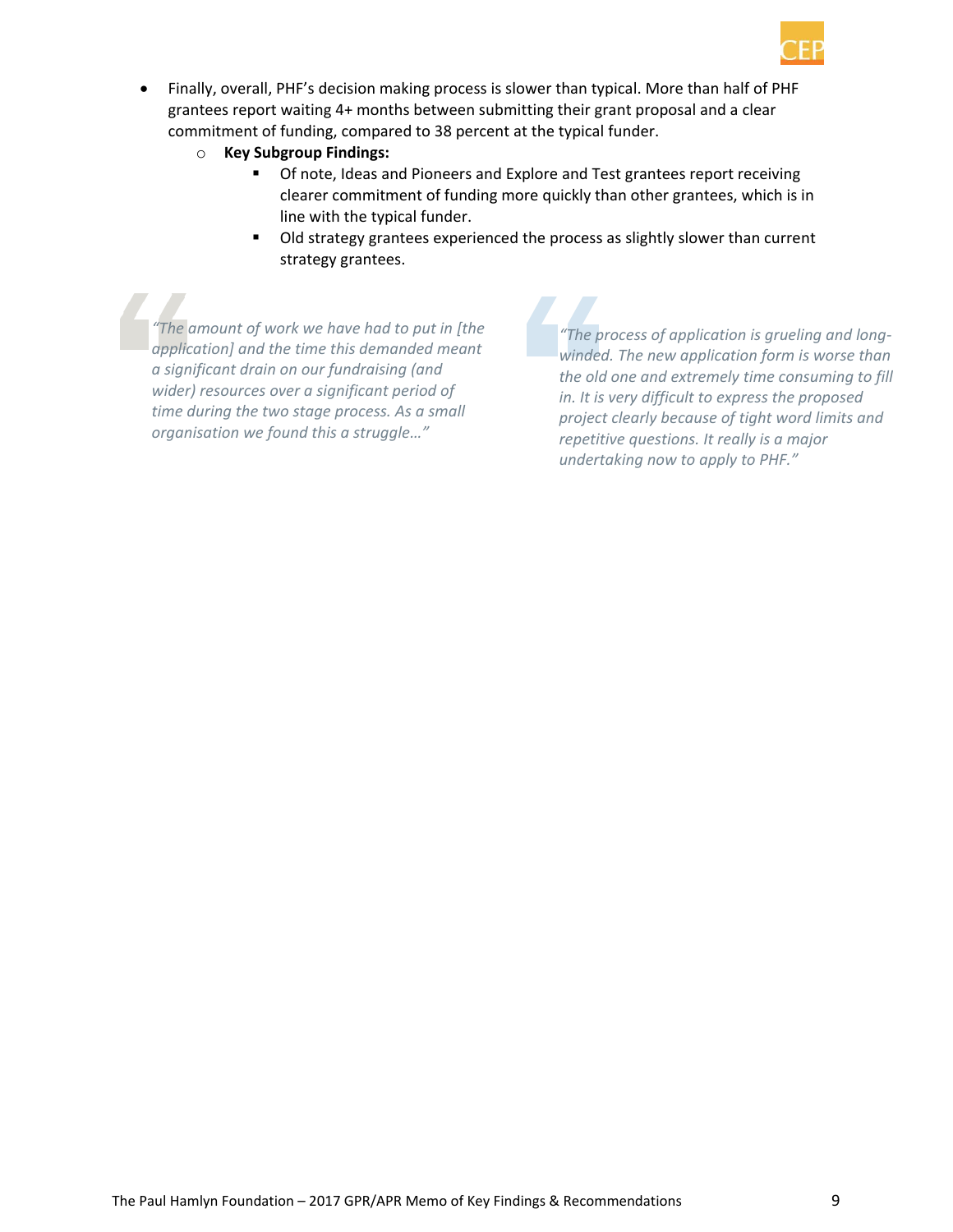- Finally, overall, PHF's decision making process is slower than typical. More than half of PHF grantees report waiting 4+ months between submitting their grant proposal and a clear commitment of funding, compared to 38 percent at the typical funder.
  - **Key Subgroup Findings:**
    - Of note, Ideas and Pioneers and Explore and Test grantees report receiving clearer commitment of funding more quickly than other grantees, which is in line with the typical funder.
    - Old strategy grantees experienced the process as slightly slower than current strategy grantees.

> *"The amount of work we have had to put in [the application] and the time this demanded meant a significant drain on our fundraising (and wider) resources over a significant period of time during the two stage process. As a small organisation we found this a struggle…"*

> *"The process of application is grueling and long-winded. The new application form is worse than the old one and extremely time consuming to fill in. It is very difficult to express the proposed project clearly because of tight word limits and repetitive questions. It really is a major undertaking now to apply to PHF."*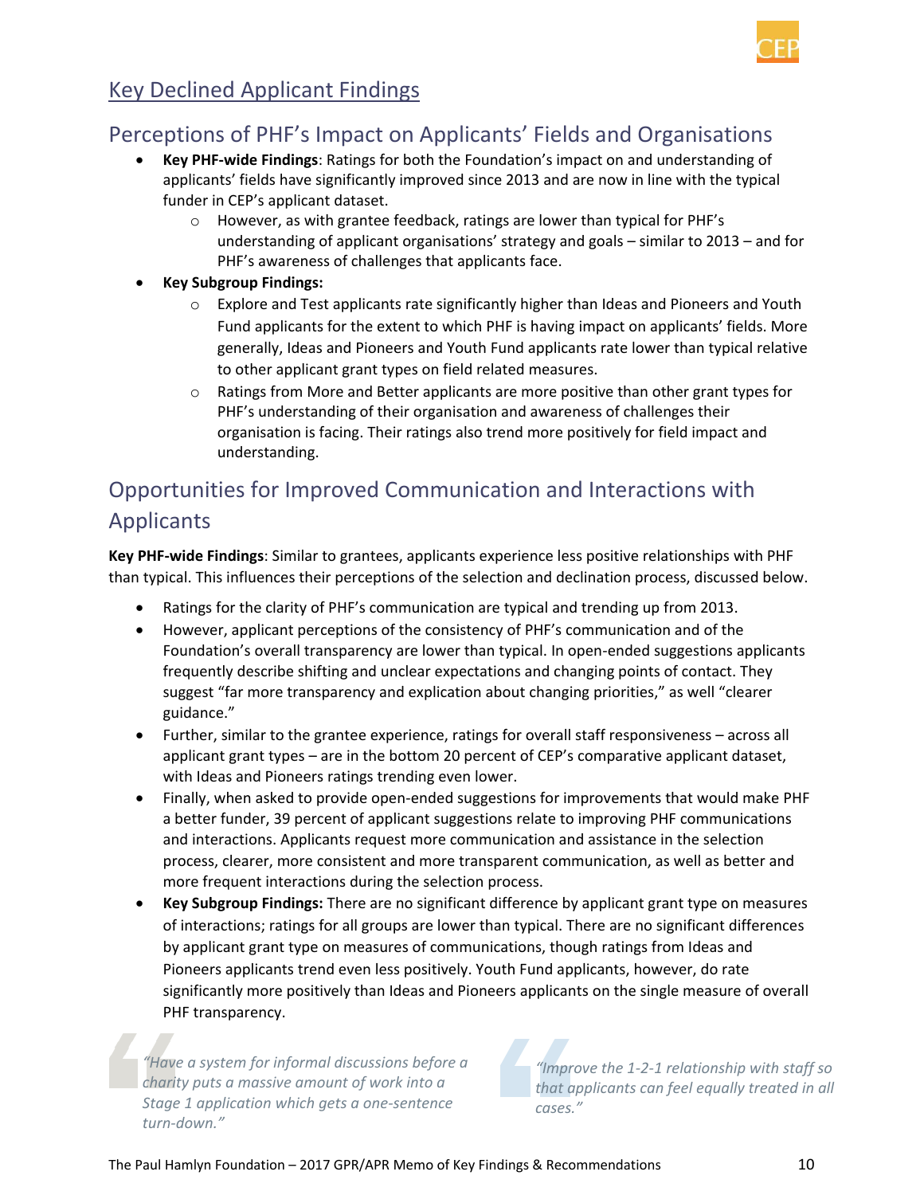## Key Declined Applicant Findings

### Perceptions of PHF's Impact on Applicants' Fields and Organisations

- **Key PHF-wide Findings**: Ratings for both the Foundation's impact on and understanding of applicants' fields have significantly improved since 2013 and are now in line with the typical funder in CEP's applicant dataset.
  - However, as with grantee feedback, ratings are lower than typical for PHF's understanding of applicant organisations' strategy and goals – similar to 2013 – and for PHF's awareness of challenges that applicants face.
- **Key Subgroup Findings:**
  - Explore and Test applicants rate significantly higher than Ideas and Pioneers and Youth Fund applicants for the extent to which PHF is having impact on applicants' fields. More generally, Ideas and Pioneers and Youth Fund applicants rate lower than typical relative to other applicant grant types on field related measures.
  - Ratings from More and Better applicants are more positive than other grant types for PHF's understanding of their organisation and awareness of challenges their organisation is facing. Their ratings also trend more positively for field impact and understanding.

### Opportunities for Improved Communication and Interactions with Applicants

**Key PHF-wide Findings**: Similar to grantees, applicants experience less positive relationships with PHF than typical. This influences their perceptions of the selection and declination process, discussed below.

- Ratings for the clarity of PHF's communication are typical and trending up from 2013.
- However, applicant perceptions of the consistency of PHF's communication and of the Foundation's overall transparency are lower than typical. In open-ended suggestions applicants frequently describe shifting and unclear expectations and changing points of contact. They suggest "far more transparency and explication about changing priorities," as well "clearer guidance."
- Further, similar to the grantee experience, ratings for overall staff responsiveness – across all applicant grant types – are in the bottom 20 percent of CEP's comparative applicant dataset, with Ideas and Pioneers ratings trending even lower.
- Finally, when asked to provide open-ended suggestions for improvements that would make PHF a better funder, 39 percent of applicant suggestions relate to improving PHF communications and interactions. Applicants request more communication and assistance in the selection process, clearer, more consistent and more transparent communication, as well as better and more frequent interactions during the selection process.
- **Key Subgroup Findings:** There are no significant difference by applicant grant type on measures of interactions; ratings for all groups are lower than typical. There are no significant differences by applicant grant type on measures of communications, though ratings from Ideas and Pioneers applicants trend even less positively. Youth Fund applicants, however, do rate significantly more positively than Ideas and Pioneers applicants on the single measure of overall PHF transparency.

> *"Have a system for informal discussions before a charity puts a massive amount of work into a Stage 1 application which gets a one-sentence turn-down."*

> *"Improve the 1-2-1 relationship with staff so that applicants can feel equally treated in all cases."*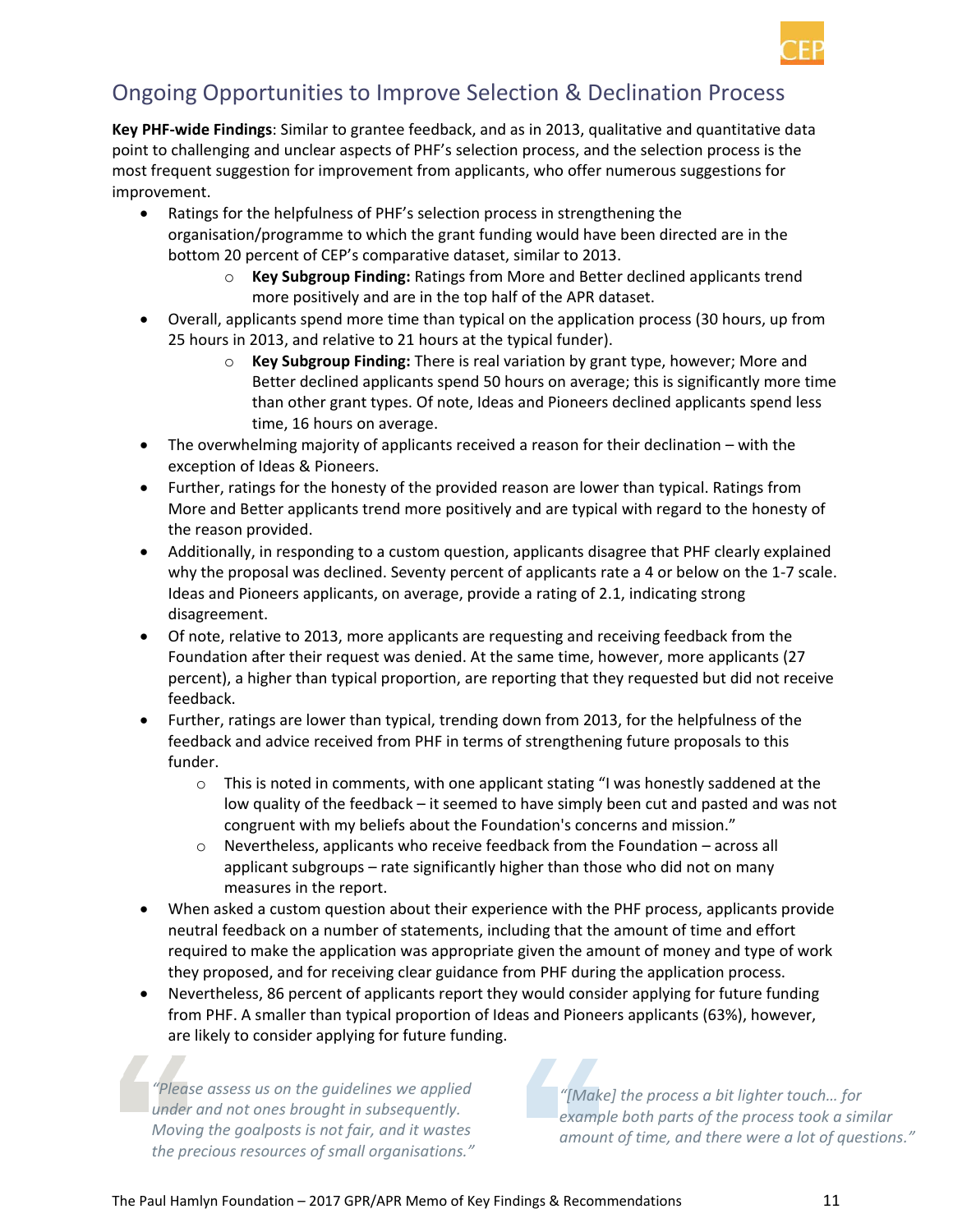## Ongoing Opportunities to Improve Selection & Declination Process

**Key PHF-wide Findings**: Similar to grantee feedback, and as in 2013, qualitative and quantitative data point to challenging and unclear aspects of PHF's selection process, and the selection process is the most frequent suggestion for improvement from applicants, who offer numerous suggestions for improvement.

- Ratings for the helpfulness of PHF's selection process in strengthening the organisation/programme to which the grant funding would have been directed are in the bottom 20 percent of CEP's comparative dataset, similar to 2013.
  - **Key Subgroup Finding:** Ratings from More and Better declined applicants trend more positively and are in the top half of the APR dataset.
- Overall, applicants spend more time than typical on the application process (30 hours, up from 25 hours in 2013, and relative to 21 hours at the typical funder).
  - **Key Subgroup Finding:** There is real variation by grant type, however; More and Better declined applicants spend 50 hours on average; this is significantly more time than other grant types. Of note, Ideas and Pioneers declined applicants spend less time, 16 hours on average.
- The overwhelming majority of applicants received a reason for their declination – with the exception of Ideas & Pioneers.
- Further, ratings for the honesty of the provided reason are lower than typical. Ratings from More and Better applicants trend more positively and are typical with regard to the honesty of the reason provided.
- Additionally, in responding to a custom question, applicants disagree that PHF clearly explained why the proposal was declined. Seventy percent of applicants rate a 4 or below on the 1-7 scale. Ideas and Pioneers applicants, on average, provide a rating of 2.1, indicating strong disagreement.
- Of note, relative to 2013, more applicants are requesting and receiving feedback from the Foundation after their request was denied. At the same time, however, more applicants (27 percent), a higher than typical proportion, are reporting that they requested but did not receive feedback.
- Further, ratings are lower than typical, trending down from 2013, for the helpfulness of the feedback and advice received from PHF in terms of strengthening future proposals to this funder.
  - This is noted in comments, with one applicant stating "I was honestly saddened at the low quality of the feedback – it seemed to have simply been cut and pasted and was not congruent with my beliefs about the Foundation's concerns and mission."
  - Nevertheless, applicants who receive feedback from the Foundation – across all applicant subgroups – rate significantly higher than those who did not on many measures in the report.
- When asked a custom question about their experience with the PHF process, applicants provide neutral feedback on a number of statements, including that the amount of time and effort required to make the application was appropriate given the amount of money and type of work they proposed, and for receiving clear guidance from PHF during the application process.
- Nevertheless, 86 percent of applicants report they would consider applying for future funding from PHF. A smaller than typical proportion of Ideas and Pioneers applicants (63%), however, are likely to consider applying for future funding.

> *"Please assess us on the guidelines we applied under and not ones brought in subsequently. Moving the goalposts is not fair, and it wastes the precious resources of small organisations."*

> *"[Make] the process a bit lighter touch… for example both parts of the process took a similar amount of time, and there were a lot of questions."*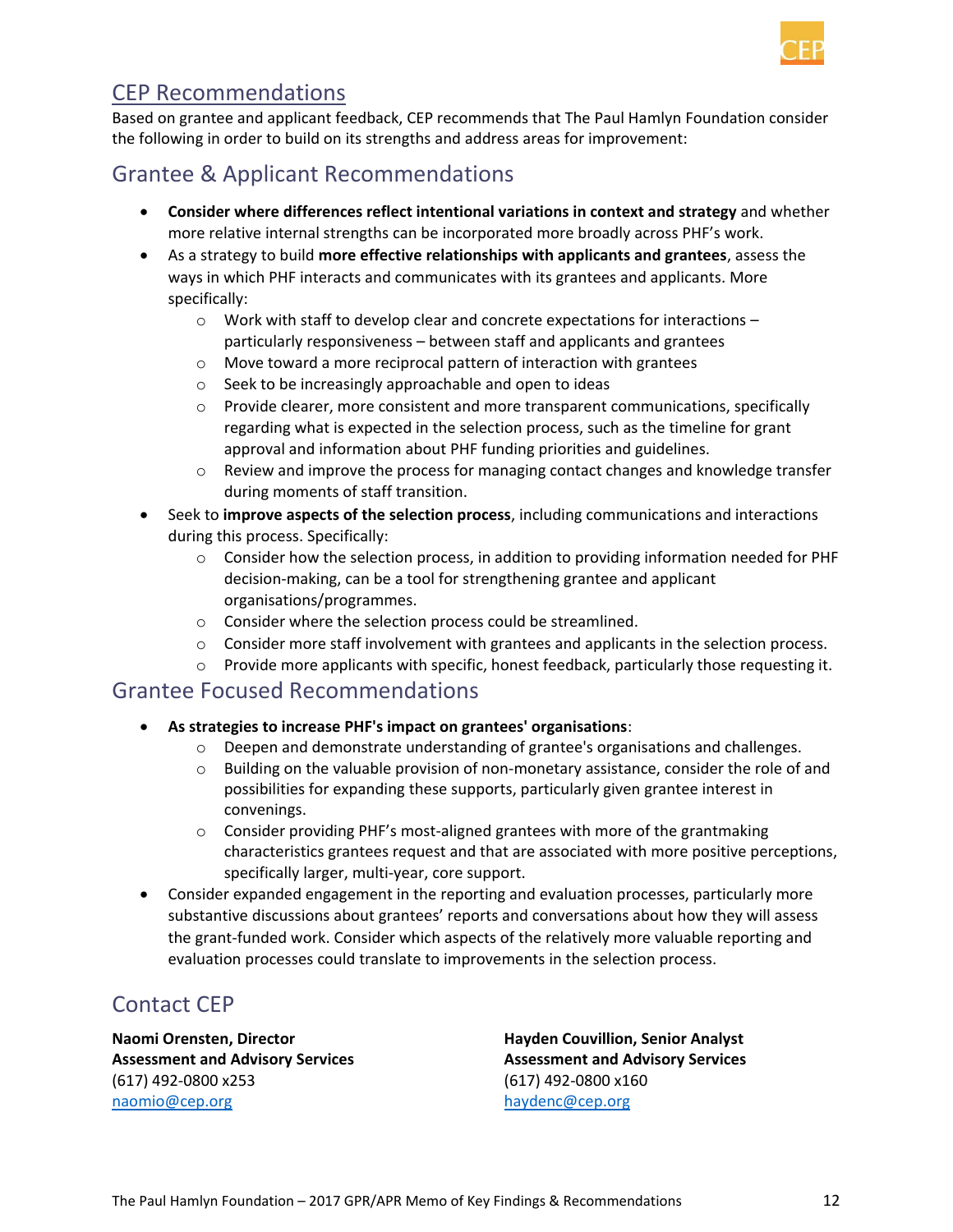## CEP Recommendations

Based on grantee and applicant feedback, CEP recommends that The Paul Hamlyn Foundation consider the following in order to build on its strengths and address areas for improvement:

## Grantee & Applicant Recommendations

- **Consider where differences reflect intentional variations in context and strategy** and whether more relative internal strengths can be incorporated more broadly across PHF's work.
- As a strategy to build **more effective relationships with applicants and grantees**, assess the ways in which PHF interacts and communicates with its grantees and applicants. More specifically:
  - Work with staff to develop clear and concrete expectations for interactions – particularly responsiveness – between staff and applicants and grantees
  - Move toward a more reciprocal pattern of interaction with grantees
  - Seek to be increasingly approachable and open to ideas
  - Provide clearer, more consistent and more transparent communications, specifically regarding what is expected in the selection process, such as the timeline for grant approval and information about PHF funding priorities and guidelines.
  - Review and improve the process for managing contact changes and knowledge transfer during moments of staff transition.
- Seek to **improve aspects of the selection process**, including communications and interactions during this process. Specifically:
  - Consider how the selection process, in addition to providing information needed for PHF decision-making, can be a tool for strengthening grantee and applicant organisations/programmes.
  - Consider where the selection process could be streamlined.
  - Consider more staff involvement with grantees and applicants in the selection process.
  - Provide more applicants with specific, honest feedback, particularly those requesting it.

## Grantee Focused Recommendations

- **As strategies to increase PHF's impact on grantees' organisations**:
  - Deepen and demonstrate understanding of grantee's organisations and challenges.
  - Building on the valuable provision of non-monetary assistance, consider the role of and possibilities for expanding these supports, particularly given grantee interest in convenings.
  - Consider providing PHF's most-aligned grantees with more of the grantmaking characteristics grantees request and that are associated with more positive perceptions, specifically larger, multi-year, core support.
- Consider expanded engagement in the reporting and evaluation processes, particularly more substantive discussions about grantees' reports and conversations about how they will assess the grant-funded work. Consider which aspects of the relatively more valuable reporting and evaluation processes could translate to improvements in the selection process.

## Contact CEP

**Naomi Orensten, Director**
**Assessment and Advisory Services**
(617) 492-0800 x253
naomio@cep.org

**Hayden Couvillion, Senior Analyst**
**Assessment and Advisory Services**
(617) 492-0800 x160
haydenc@cep.org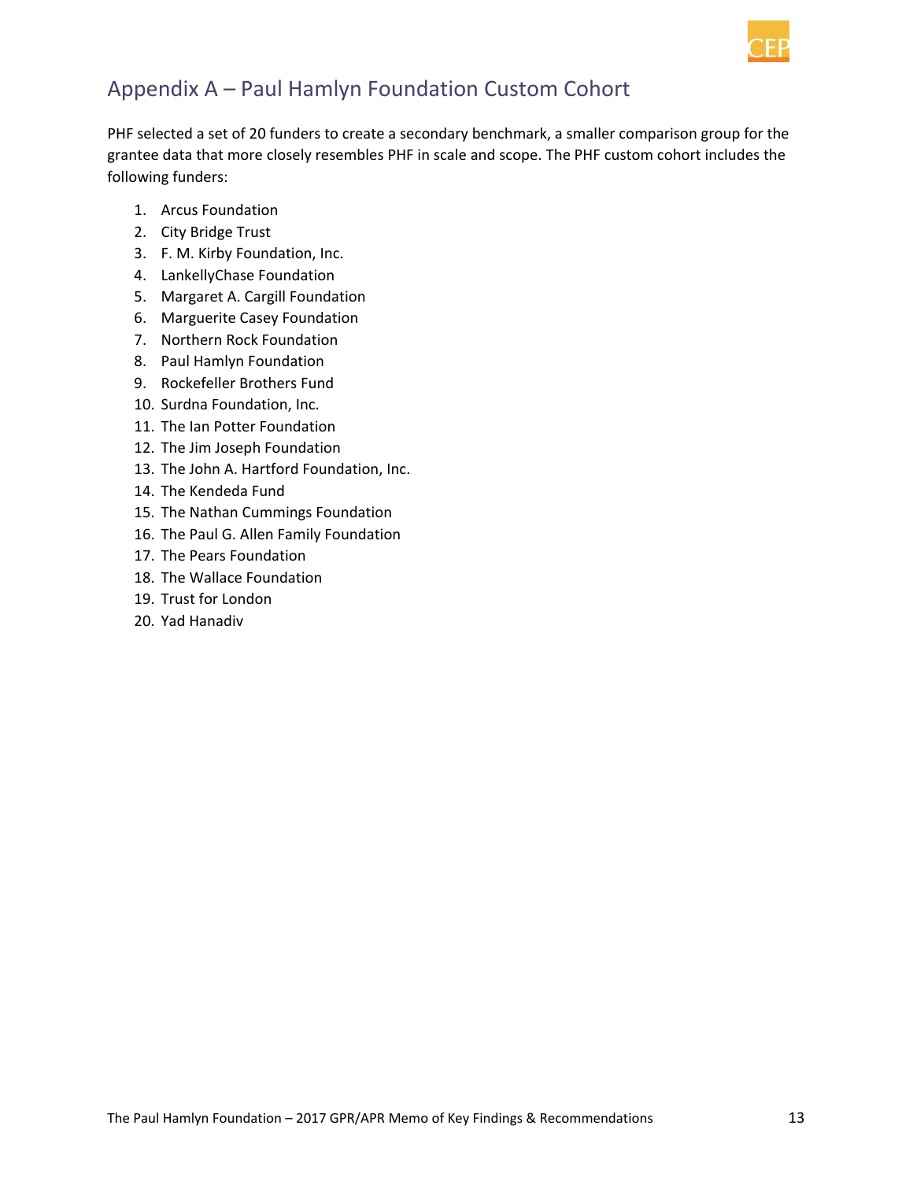## Appendix A – Paul Hamlyn Foundation Custom Cohort

PHF selected a set of 20 funders to create a secondary benchmark, a smaller comparison group for the grantee data that more closely resembles PHF in scale and scope. The PHF custom cohort includes the following funders:

1. Arcus Foundation
2. City Bridge Trust
3. F. M. Kirby Foundation, Inc.
4. LankellyChase Foundation
5. Margaret A. Cargill Foundation
6. Marguerite Casey Foundation
7. Northern Rock Foundation
8. Paul Hamlyn Foundation
9. Rockefeller Brothers Fund
10. Surdna Foundation, Inc.
11. The Ian Potter Foundation
12. The Jim Joseph Foundation
13. The John A. Hartford Foundation, Inc.
14. The Kendeda Fund
15. The Nathan Cummings Foundation
16. The Paul G. Allen Family Foundation
17. The Pears Foundation
18. The Wallace Foundation
19. Trust for London
20. Yad Hanadiv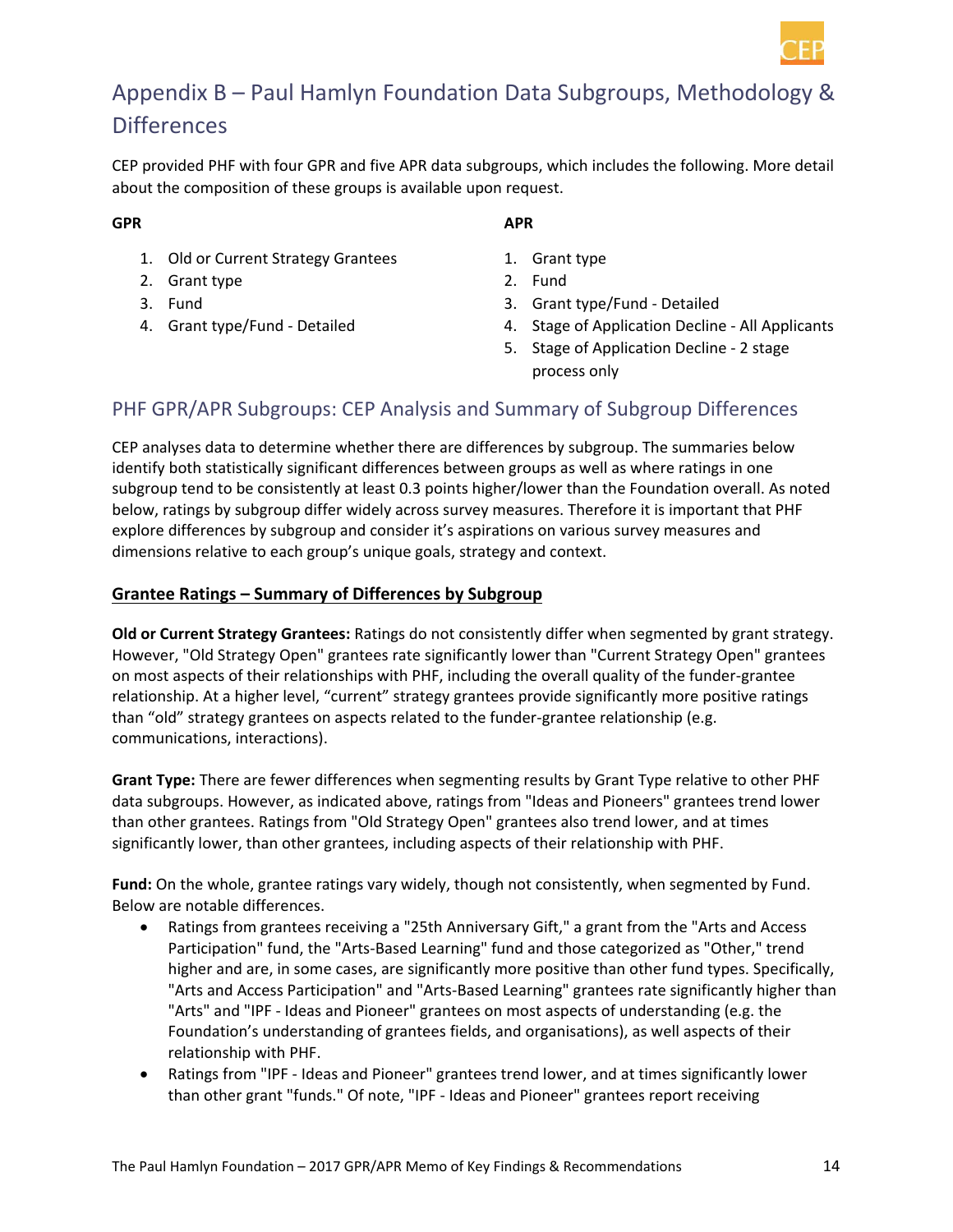# Appendix B – Paul Hamlyn Foundation Data Subgroups, Methodology & Differences

CEP provided PHF with four GPR and five APR data subgroups, which includes the following. More detail about the composition of these groups is available upon request.

**GPR**

1. Old or Current Strategy Grantees
2. Grant type
3. Fund
4. Grant type/Fund - Detailed

**APR**

1. Grant type
2. Fund
3. Grant type/Fund - Detailed
4. Stage of Application Decline - All Applicants
5. Stage of Application Decline - 2 stage process only

## PHF GPR/APR Subgroups: CEP Analysis and Summary of Subgroup Differences

CEP analyses data to determine whether there are differences by subgroup. The summaries below identify both statistically significant differences between groups as well as where ratings in one subgroup tend to be consistently at least 0.3 points higher/lower than the Foundation overall. As noted below, ratings by subgroup differ widely across survey measures. Therefore it is important that PHF explore differences by subgroup and consider it's aspirations on various survey measures and dimensions relative to each group's unique goals, strategy and context.

**Grantee Ratings – Summary of Differences by Subgroup**

**Old or Current Strategy Grantees:** Ratings do not consistently differ when segmented by grant strategy. However, "Old Strategy Open" grantees rate significantly lower than "Current Strategy Open" grantees on most aspects of their relationships with PHF, including the overall quality of the funder-grantee relationship. At a higher level, "current" strategy grantees provide significantly more positive ratings than "old" strategy grantees on aspects related to the funder-grantee relationship (e.g. communications, interactions).

**Grant Type:** There are fewer differences when segmenting results by Grant Type relative to other PHF data subgroups. However, as indicated above, ratings from "Ideas and Pioneers" grantees trend lower than other grantees. Ratings from "Old Strategy Open" grantees also trend lower, and at times significantly lower, than other grantees, including aspects of their relationship with PHF.

**Fund:** On the whole, grantee ratings vary widely, though not consistently, when segmented by Fund. Below are notable differences.

- Ratings from grantees receiving a "25th Anniversary Gift," a grant from the "Arts and Access Participation" fund, the "Arts-Based Learning" fund and those categorized as "Other," trend higher and are, in some cases, are significantly more positive than other fund types. Specifically, "Arts and Access Participation" and "Arts-Based Learning" grantees rate significantly higher than "Arts" and "IPF - Ideas and Pioneer" grantees on most aspects of understanding (e.g. the Foundation's understanding of grantees fields, and organisations), as well aspects of their relationship with PHF.
- Ratings from "IPF - Ideas and Pioneer" grantees trend lower, and at times significantly lower than other grant "funds." Of note, "IPF - Ideas and Pioneer" grantees report receiving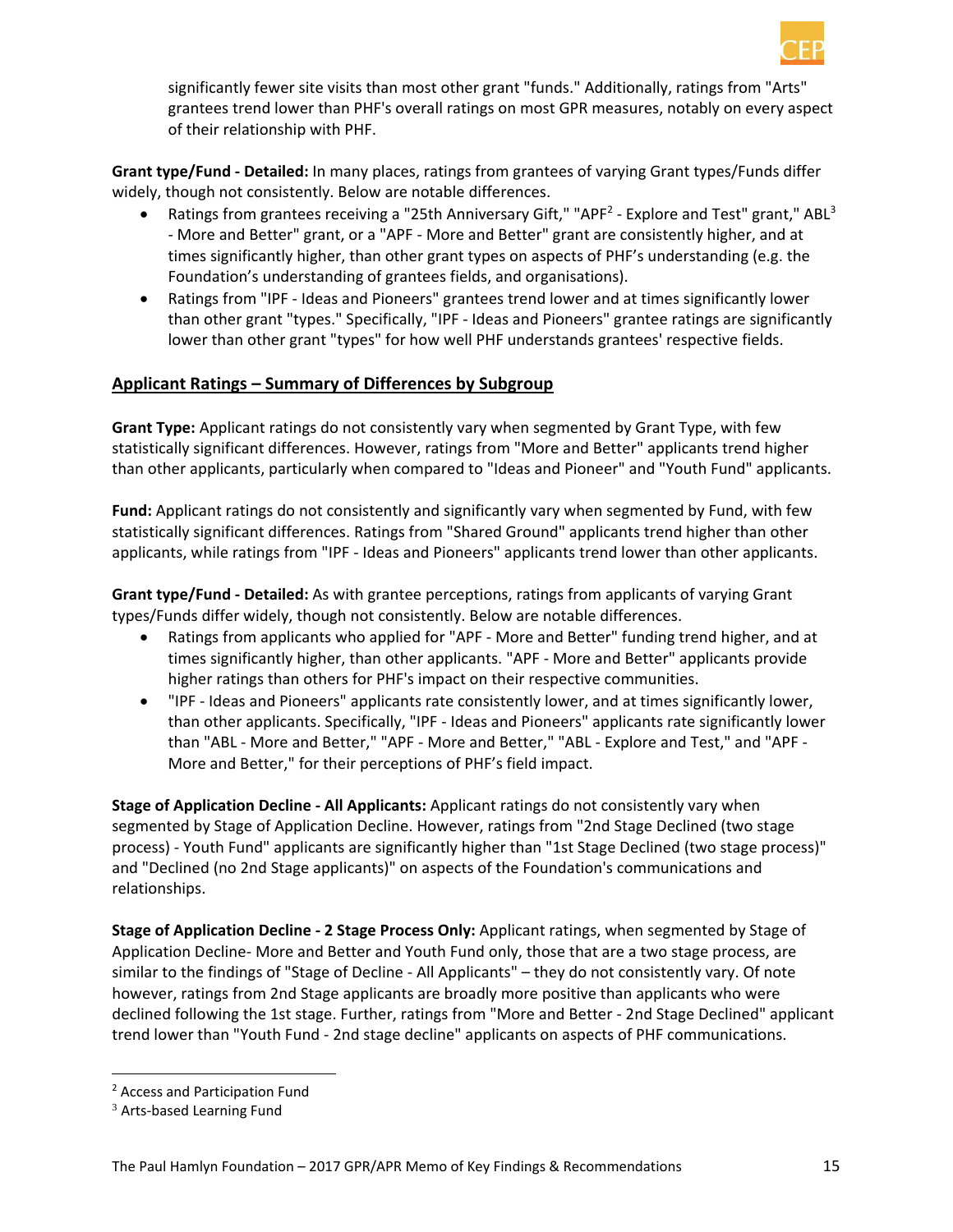significantly fewer site visits than most other grant "funds." Additionally, ratings from "Arts" grantees trend lower than PHF's overall ratings on most GPR measures, notably on every aspect of their relationship with PHF.

**Grant type/Fund - Detailed:** In many places, ratings from grantees of varying Grant types/Funds differ widely, though not consistently. Below are notable differences.

- Ratings from grantees receiving a "25th Anniversary Gift," "APF[2] - Explore and Test" grant," ABL[3] - More and Better" grant, or a "APF - More and Better" grant are consistently higher, and at times significantly higher, than other grant types on aspects of PHF's understanding (e.g. the Foundation's understanding of grantees fields, and organisations).
- Ratings from "IPF - Ideas and Pioneers" grantees trend lower and at times significantly lower than other grant "types." Specifically, "IPF - Ideas and Pioneers" grantee ratings are significantly lower than other grant "types" for how well PHF understands grantees' respective fields.

## Applicant Ratings – Summary of Differences by Subgroup

**Grant Type:** Applicant ratings do not consistently vary when segmented by Grant Type, with few statistically significant differences. However, ratings from "More and Better" applicants trend higher than other applicants, particularly when compared to "Ideas and Pioneer" and "Youth Fund" applicants.

**Fund:** Applicant ratings do not consistently and significantly vary when segmented by Fund, with few statistically significant differences. Ratings from "Shared Ground" applicants trend higher than other applicants, while ratings from "IPF - Ideas and Pioneers" applicants trend lower than other applicants.

**Grant type/Fund - Detailed:** As with grantee perceptions, ratings from applicants of varying Grant types/Funds differ widely, though not consistently. Below are notable differences.

- Ratings from applicants who applied for "APF - More and Better" funding trend higher, and at times significantly higher, than other applicants. "APF - More and Better" applicants provide higher ratings than others for PHF's impact on their respective communities.
- "IPF - Ideas and Pioneers" applicants rate consistently lower, and at times significantly lower, than other applicants. Specifically, "IPF - Ideas and Pioneers" applicants rate significantly lower than "ABL - More and Better," "APF - More and Better," "ABL - Explore and Test," and "APF - More and Better," for their perceptions of PHF's field impact.

**Stage of Application Decline - All Applicants:** Applicant ratings do not consistently vary when segmented by Stage of Application Decline. However, ratings from "2nd Stage Declined (two stage process) - Youth Fund" applicants are significantly higher than "1st Stage Declined (two stage process)" and "Declined (no 2nd Stage applicants)" on aspects of the Foundation's communications and relationships.

**Stage of Application Decline - 2 Stage Process Only:** Applicant ratings, when segmented by Stage of Application Decline- More and Better and Youth Fund only, those that are a two stage process, are similar to the findings of "Stage of Decline - All Applicants" – they do not consistently vary. Of note however, ratings from 2nd Stage applicants are broadly more positive than applicants who were declined following the 1st stage. Further, ratings from "More and Better - 2nd Stage Declined" applicant trend lower than "Youth Fund - 2nd stage decline" applicants on aspects of PHF communications.

---

[2] Access and Participation Fund

[3] Arts-based Learning Fund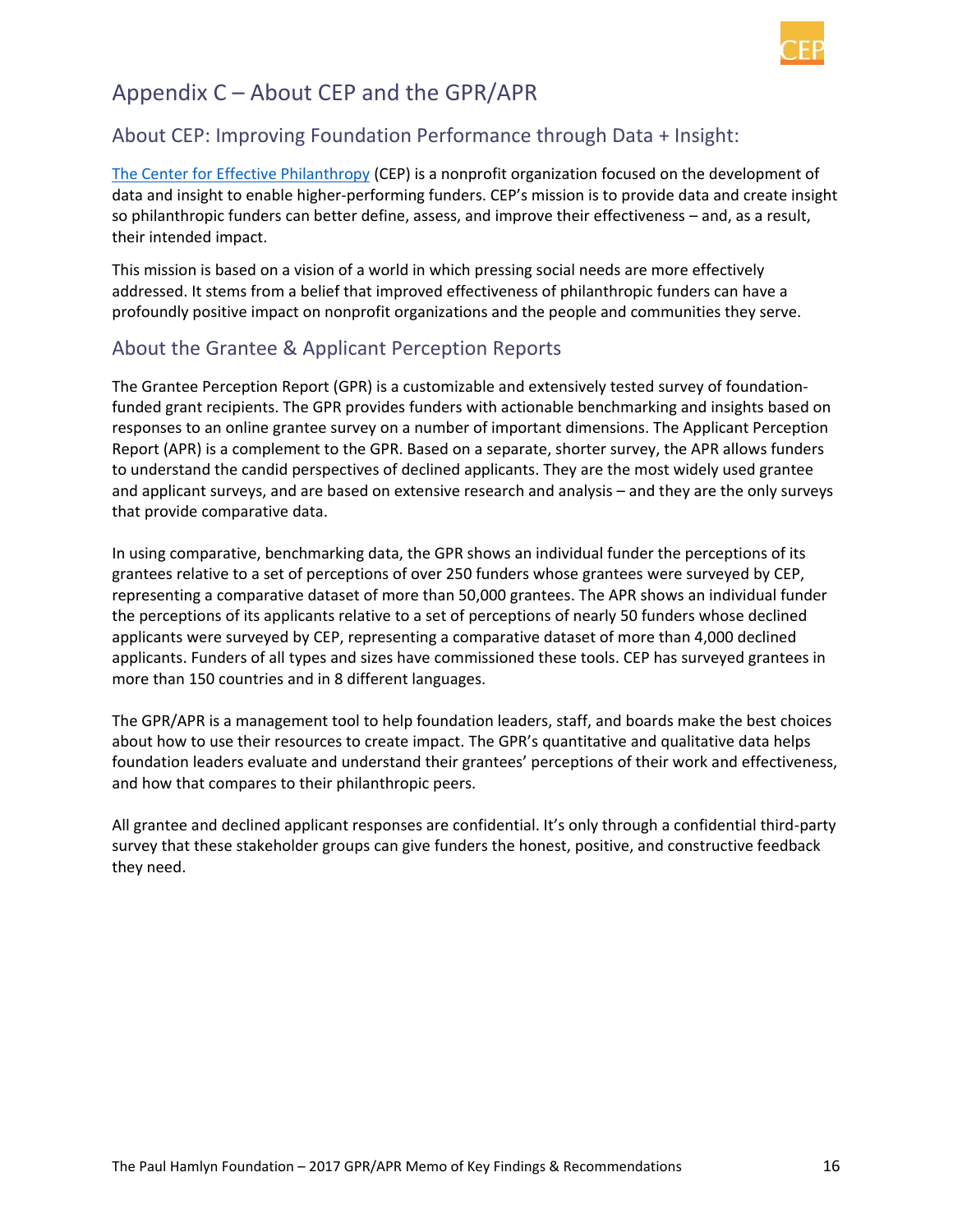# Appendix C – About CEP and the GPR/APR

## About CEP: Improving Foundation Performance through Data + Insight:

[The Center for Effective Philanthropy](#) (CEP) is a nonprofit organization focused on the development of data and insight to enable higher-performing funders. CEP's mission is to provide data and create insight so philanthropic funders can better define, assess, and improve their effectiveness – and, as a result, their intended impact.

This mission is based on a vision of a world in which pressing social needs are more effectively addressed. It stems from a belief that improved effectiveness of philanthropic funders can have a profoundly positive impact on nonprofit organizations and the people and communities they serve.

## About the Grantee & Applicant Perception Reports

The Grantee Perception Report (GPR) is a customizable and extensively tested survey of foundation-funded grant recipients. The GPR provides funders with actionable benchmarking and insights based on responses to an online grantee survey on a number of important dimensions. The Applicant Perception Report (APR) is a complement to the GPR. Based on a separate, shorter survey, the APR allows funders to understand the candid perspectives of declined applicants. They are the most widely used grantee and applicant surveys, and are based on extensive research and analysis – and they are the only surveys that provide comparative data.

In using comparative, benchmarking data, the GPR shows an individual funder the perceptions of its grantees relative to a set of perceptions of over 250 funders whose grantees were surveyed by CEP, representing a comparative dataset of more than 50,000 grantees. The APR shows an individual funder the perceptions of its applicants relative to a set of perceptions of nearly 50 funders whose declined applicants were surveyed by CEP, representing a comparative dataset of more than 4,000 declined applicants. Funders of all types and sizes have commissioned these tools. CEP has surveyed grantees in more than 150 countries and in 8 different languages.

The GPR/APR is a management tool to help foundation leaders, staff, and boards make the best choices about how to use their resources to create impact. The GPR's quantitative and qualitative data helps foundation leaders evaluate and understand their grantees' perceptions of their work and effectiveness, and how that compares to their philanthropic peers.

All grantee and declined applicant responses are confidential. It's only through a confidential third-party survey that these stakeholder groups can give funders the honest, positive, and constructive feedback they need.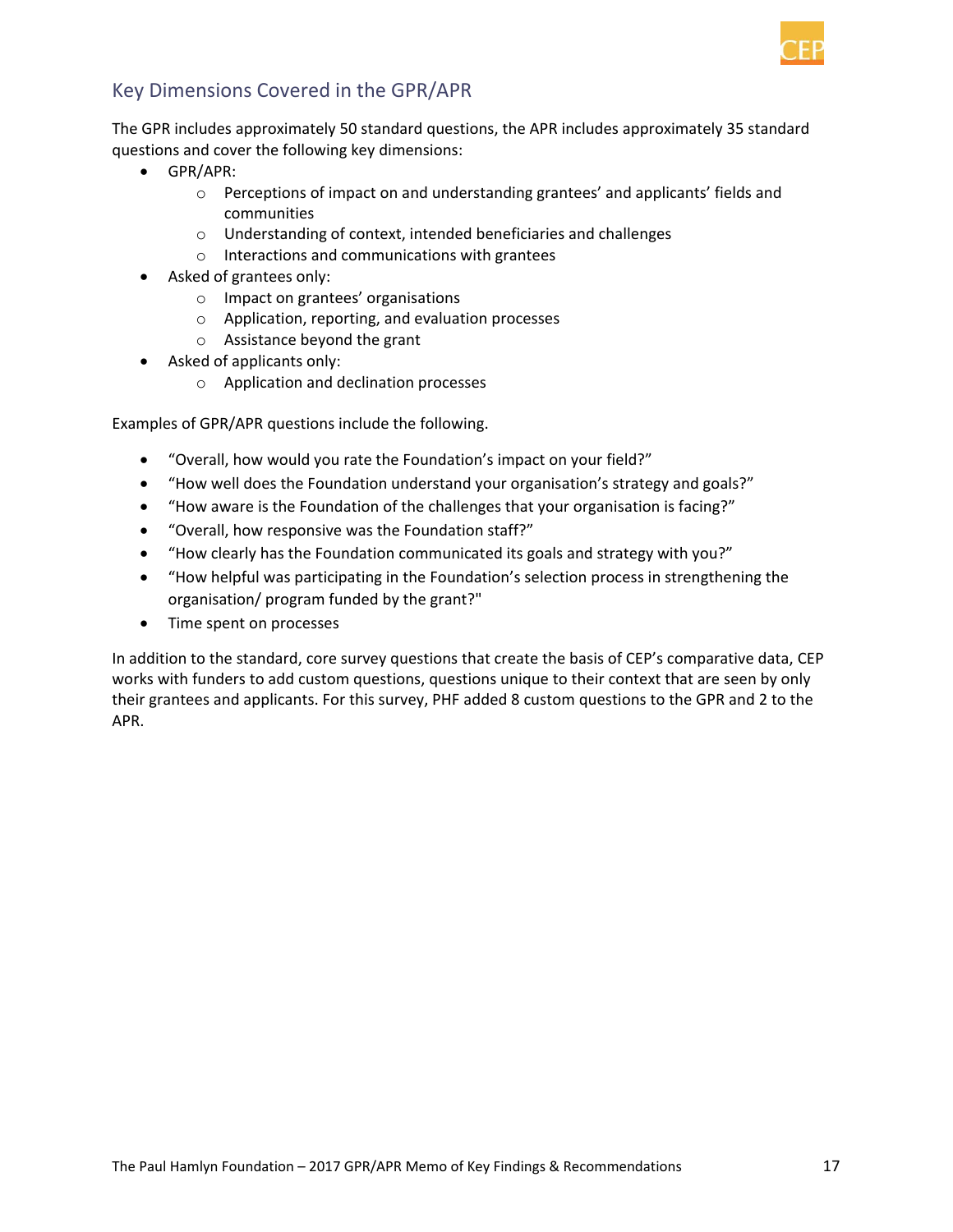## Key Dimensions Covered in the GPR/APR

The GPR includes approximately 50 standard questions, the APR includes approximately 35 standard questions and cover the following key dimensions:

- GPR/APR:
  - Perceptions of impact on and understanding grantees' and applicants' fields and communities
  - Understanding of context, intended beneficiaries and challenges
  - Interactions and communications with grantees
- Asked of grantees only:
  - Impact on grantees' organisations
  - Application, reporting, and evaluation processes
  - Assistance beyond the grant
- Asked of applicants only:
  - Application and declination processes

Examples of GPR/APR questions include the following.

- "Overall, how would you rate the Foundation's impact on your field?"
- "How well does the Foundation understand your organisation's strategy and goals?"
- "How aware is the Foundation of the challenges that your organisation is facing?"
- "Overall, how responsive was the Foundation staff?"
- "How clearly has the Foundation communicated its goals and strategy with you?"
- "How helpful was participating in the Foundation's selection process in strengthening the organisation/ program funded by the grant?"
- Time spent on processes

In addition to the standard, core survey questions that create the basis of CEP's comparative data, CEP works with funders to add custom questions, questions unique to their context that are seen by only their grantees and applicants. For this survey, PHF added 8 custom questions to the GPR and 2 to the APR.